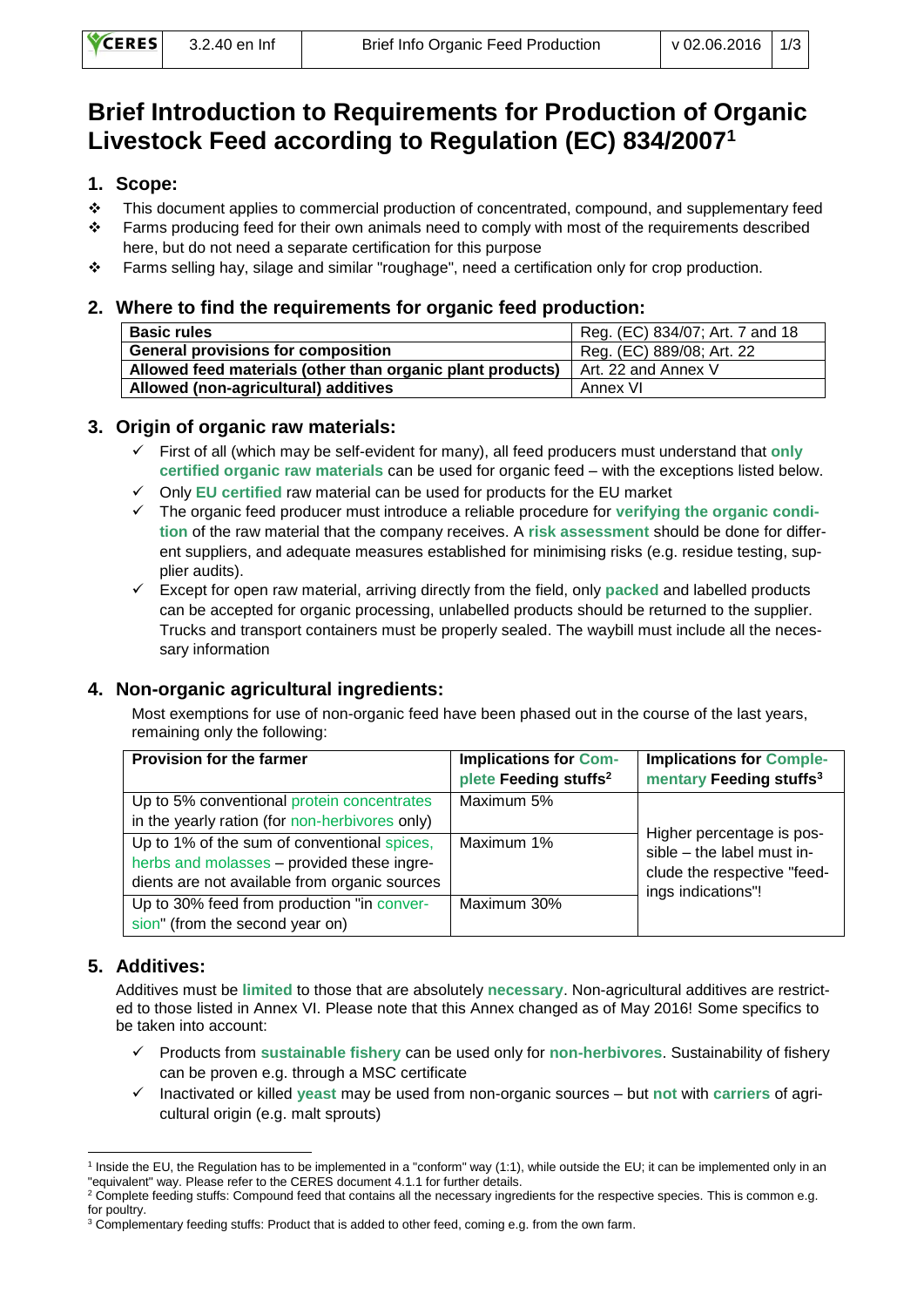# Brief Introduction to Requirements for Production of Organic Livestock Feed according to Regulation (EC) 834/2007[1]

## 1. Scope:

- This document applies to commercial production of concentrated, compound, and supplementary feed
- Farms producing feed for their own animals need to comply with most of the requirements described here, but do not need a separate certification for this purpose
- Farms selling hay, silage and similar "roughage", need a certification only for crop production.

## 2. Where to find the requirements for organic feed production:

| **Basic rules** | Reg. (EC) 834/07; Art. 7 and 18 |
|---|---|
| **General provisions for composition** | Reg. (EC) 889/08; Art. 22 |
| **Allowed feed materials (other than organic plant products)** | Art. 22 and Annex V |
| **Allowed (non-agricultural) additives** | Annex VI |

## 3. Origin of organic raw materials:

- ✓ First of all (which may be self-evident for many), all feed producers must understand that **only certified organic raw materials** can be used for organic feed – with the exceptions listed below.
- ✓ Only **EU certified** raw material can be used for products for the EU market
- ✓ The organic feed producer must introduce a reliable procedure for **verifying the organic condition** of the raw material that the company receives. A **risk assessment** should be done for different suppliers, and adequate measures established for minimising risks (e.g. residue testing, supplier audits).
- ✓ Except for open raw material, arriving directly from the field, only **packed** and labelled products can be accepted for organic processing, unlabelled products should be returned to the supplier. Trucks and transport containers must be properly sealed. The waybill must include all the necessary information

## 4. Non-organic agricultural ingredients:

Most exemptions for use of non-organic feed have been phased out in the course of the last years, remaining only the following:

| Provision for the farmer | Implications for Complete Feeding stuffs[2] | Implications for Complementary Feeding stuffs[3] |
|---|---|---|
| Up to 5% conventional protein concentrates in the yearly ration (for non-herbivores only) | Maximum 5% | Higher percentage is possible – the label must include the respective "feedings indications"! |
| Up to 1% of the sum of conventional spices, herbs and molasses – provided these ingredients are not available from organic sources | Maximum 1% | |
| Up to 30% feed from production "in conversion" (from the second year on) | Maximum 30% | |

## 5. Additives:

Additives must be **limited** to those that are absolutely **necessary**. Non-agricultural additives are restricted to those listed in Annex VI. Please note that this Annex changed as of May 2016! Some specifics to be taken into account:

- ✓ Products from **sustainable fishery** can be used only for **non-herbivores**. Sustainability of fishery can be proven e.g. through a MSC certificate
- ✓ Inactivated or killed **yeast** may be used from non-organic sources – but **not** with **carriers** of agricultural origin (e.g. malt sprouts)

---

[1] Inside the EU, the Regulation has to be implemented in a "conform" way (1:1), while outside the EU; it can be implemented only in an "equivalent" way. Please refer to the CERES document 4.1.1 for further details.

[2] Complete feeding stuffs: Compound feed that contains all the necessary ingredients for the respective species. This is common e.g. for poultry.

[3] Complementary feeding stuffs: Product that is added to other feed, coming e.g. from the own farm.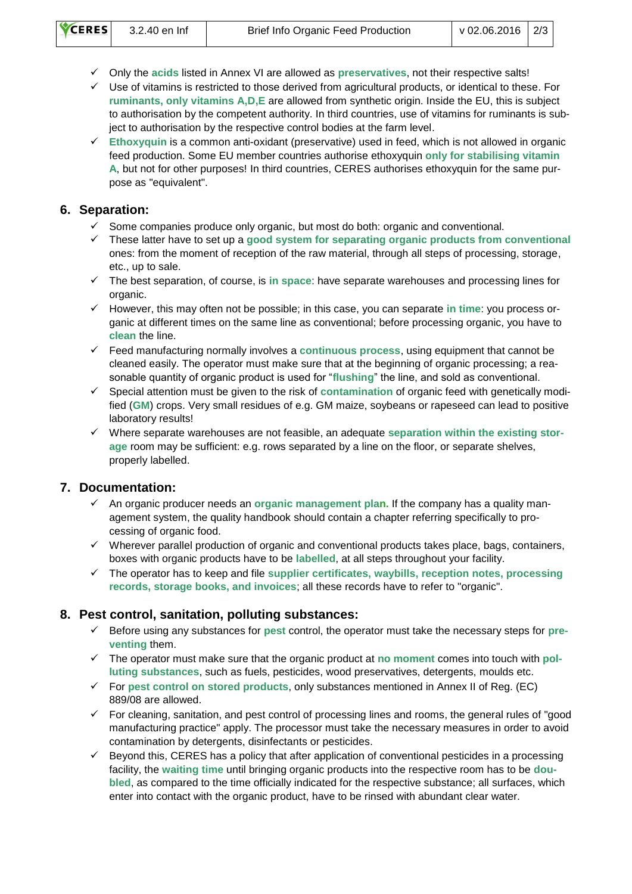- Only the **acids** listed in Annex VI are allowed as **preservatives**, not their respective salts!
- Use of vitamins is restricted to those derived from agricultural products, or identical to these. For **ruminants, only vitamins A,D,E** are allowed from synthetic origin. Inside the EU, this is subject to authorisation by the competent authority. In third countries, use of vitamins for ruminants is subject to authorisation by the respective control bodies at the farm level.
- **Ethoxyquin** is a common anti-oxidant (preservative) used in feed, which is not allowed in organic feed production. Some EU member countries authorise ethoxyquin **only for stabilising vitamin A**, but not for other purposes! In third countries, CERES authorises ethoxyquin for the same purpose as "equivalent".

## 6. Separation:

- Some companies produce only organic, but most do both: organic and conventional.
- These latter have to set up a **good system for separating organic products from conventional** ones: from the moment of reception of the raw material, through all steps of processing, storage, etc., up to sale.
- The best separation, of course, is **in space**: have separate warehouses and processing lines for organic.
- However, this may often not be possible; in this case, you can separate **in time**: you process organic at different times on the same line as conventional; before processing organic, you have to **clean** the line.
- Feed manufacturing normally involves a **continuous process**, using equipment that cannot be cleaned easily. The operator must make sure that at the beginning of organic processing; a reasonable quantity of organic product is used for "**flushing**" the line, and sold as conventional.
- Special attention must be given to the risk of **contamination** of organic feed with genetically modified (**GM**) crops. Very small residues of e.g. GM maize, soybeans or rapeseed can lead to positive laboratory results!
- Where separate warehouses are not feasible, an adequate **separation within the existing storage** room may be sufficient: e.g. rows separated by a line on the floor, or separate shelves, properly labelled.

## 7. Documentation:

- An organic producer needs an **organic management plan.** If the company has a quality management system, the quality handbook should contain a chapter referring specifically to processing of organic food.
- Wherever parallel production of organic and conventional products takes place, bags, containers, boxes with organic products have to be **labelled**, at all steps throughout your facility.
- The operator has to keep and file **supplier certificates, waybills, reception notes, processing records, storage books, and invoices**; all these records have to refer to "organic".

## 8. Pest control, sanitation, polluting substances:

- Before using any substances for **pest** control, the operator must take the necessary steps for **preventing** them.
- The operator must make sure that the organic product at **no moment** comes into touch with **polluting substances**, such as fuels, pesticides, wood preservatives, detergents, moulds etc.
- For **pest control on stored products**, only substances mentioned in Annex II of Reg. (EC) 889/08 are allowed.
- For cleaning, sanitation, and pest control of processing lines and rooms, the general rules of "good manufacturing practice" apply. The processor must take the necessary measures in order to avoid contamination by detergents, disinfectants or pesticides.
- Beyond this, CERES has a policy that after application of conventional pesticides in a processing facility, the **waiting time** until bringing organic products into the respective room has to be **doubled**, as compared to the time officially indicated for the respective substance; all surfaces, which enter into contact with the organic product, have to be rinsed with abundant clear water.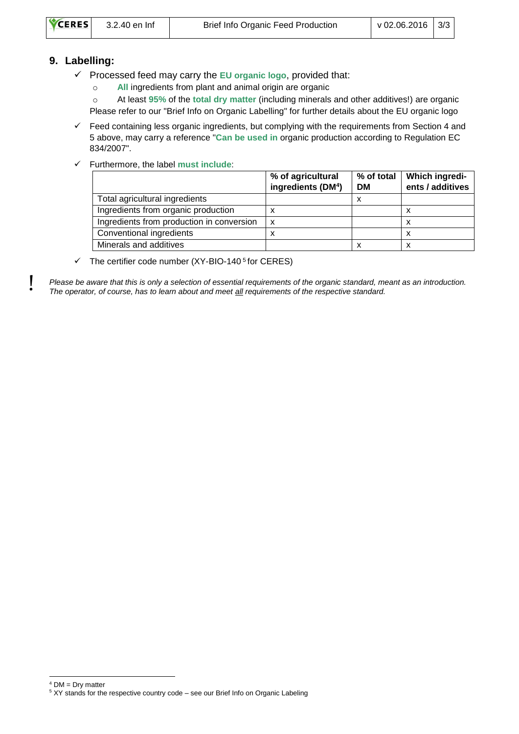## 9. Labelling:

- ✓ Processed feed may carry the **EU organic logo**, provided that:
  - **All** ingredients from plant and animal origin are organic
  - At least **95%** of the **total dry matter** (including minerals and other additives!) are organic

  Please refer to our "Brief Info on Organic Labelling" for further details about the EU organic logo
- ✓ Feed containing less organic ingredients, but complying with the requirements from Section 4 and 5 above, may carry a reference "**Can be used in** organic production according to Regulation EC 834/2007".
- ✓ Furthermore, the label **must include**:

| | % of agricultural ingredients (DM[4]) | % of total DM | Which ingredients / additives |
|---|---|---|---|
| Total agricultural ingredients | | x | |
| Ingredients from organic production | x | | x |
| Ingredients from production in conversion | x | | x |
| Conventional ingredients | x | | x |
| Minerals and additives | | x | x |

- ✓ The certifier code number (XY-BIO-140[5] for CERES)

**!** *Please be aware that this is only a selection of essential requirements of the organic standard, meant as an introduction. The operator, of course, has to learn about and meet all requirements of the respective standard.*

---

[4] DM = Dry matter

[5] XY stands for the respective country code – see our Brief Info on Organic Labeling